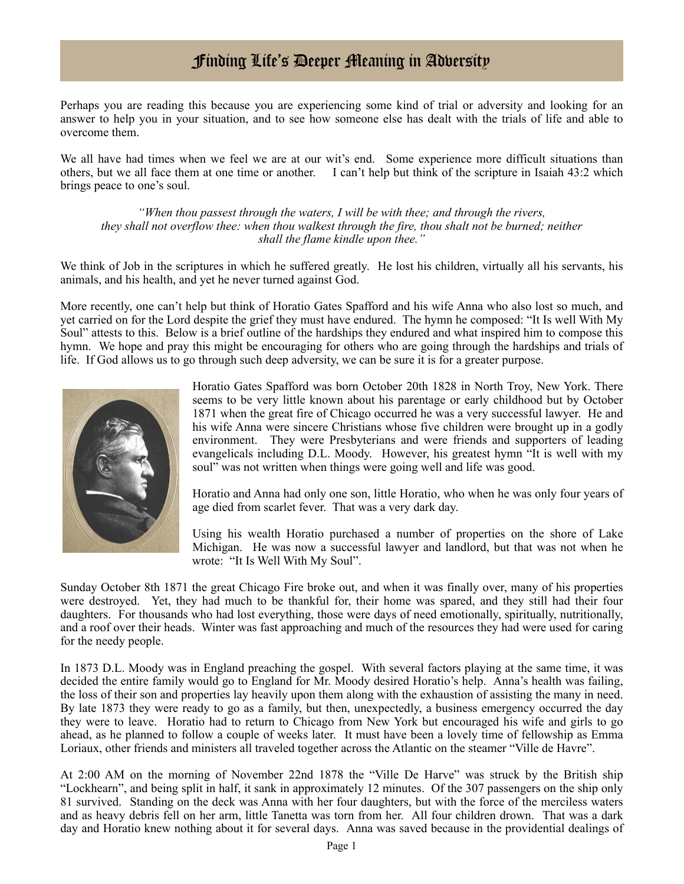# Finding Life's Deeper Meaning in Adversity

Perhaps you are reading this because you are experiencing some kind of trial or adversity and looking for an answer to help you in your situation, and to see how someone else has dealt with the trials of life and able to overcome them.

We all have had times when we feel we are at our wit's end. Some experience more difficult situations than others, but we all face them at one time or another. I can't help but think of the scripture in Isaiah 43:2 which brings peace to one's soul.

*"When thou passest through the waters, I will be with thee; and through the rivers, they shall not overflow thee: when thou walkest through the fire, thou shalt not be burned; neither shall the flame kindle upon thee."*

We think of Job in the scriptures in which he suffered greatly. He lost his children, virtually all his servants, his animals, and his health, and yet he never turned against God.

More recently, one can't help but think of Horatio Gates Spafford and his wife Anna who also lost so much, and yet carried on for the Lord despite the grief they must have endured. The hymn he composed: "It Is well With My Soul" attests to this. Below is a brief outline of the hardships they endured and what inspired him to compose this hymn. We hope and pray this might be encouraging for others who are going through the hardships and trials of life. If God allows us to go through such deep adversity, we can be sure it is for a greater purpose.

Horatio Gates Spafford was born October 20th 1828 in North Troy, New York. There seems to be very little known about his parentage or early childhood but by October 1871 when the great fire of Chicago occurred he was a very successful lawyer. He and his wife Anna were sincere Christians whose five children were brought up in a godly environment. They were Presbyterians and were friends and supporters of leading evangelicals including D.L. Moody. However, his greatest hymn "It is well with my soul" was not written when things were going well and life was good.

Horatio and Anna had only one son, little Horatio, who when he was only four years of age died from scarlet fever. That was a very dark day.

Using his wealth Horatio purchased a number of properties on the shore of Lake Michigan. He was now a successful lawyer and landlord, but that was not when he wrote: "It Is Well With My Soul".

Sunday October 8th 1871 the great Chicago Fire broke out, and when it was finally over, many of his properties were destroyed. Yet, they had much to be thankful for, their home was spared, and they still had their four daughters. For thousands who had lost everything, those were days of need emotionally, spiritually, nutritionally, and a roof over their heads. Winter was fast approaching and much of the resources they had were used for caring for the needy people.

In 1873 D.L. Moody was in England preaching the gospel. With several factors playing at the same time, it was decided the entire family would go to England for Mr. Moody desired Horatio's help. Anna's health was failing, the loss of their son and properties lay heavily upon them along with the exhaustion of assisting the many in need. By late 1873 they were ready to go as a family, but then, unexpectedly, a business emergency occurred the day they were to leave. Horatio had to return to Chicago from New York but encouraged his wife and girls to go ahead, as he planned to follow a couple of weeks later. It must have been a lovely time of fellowship as Emma Loriaux, other friends and ministers all traveled together across the Atlantic on the steamer "Ville de Havre".

At 2:00 AM on the morning of November 22nd 1878 the "Ville De Harve" was struck by the British ship "Lockhearn", and being split in half, it sank in approximately 12 minutes. Of the 307 passengers on the ship only 81 survived. Standing on the deck was Anna with her four daughters, but with the force of the merciless waters and as heavy debris fell on her arm, little Tanetta was torn from her. All four children drown. That was a dark day and Horatio knew nothing about it for several days. Anna was saved because in the providential dealings of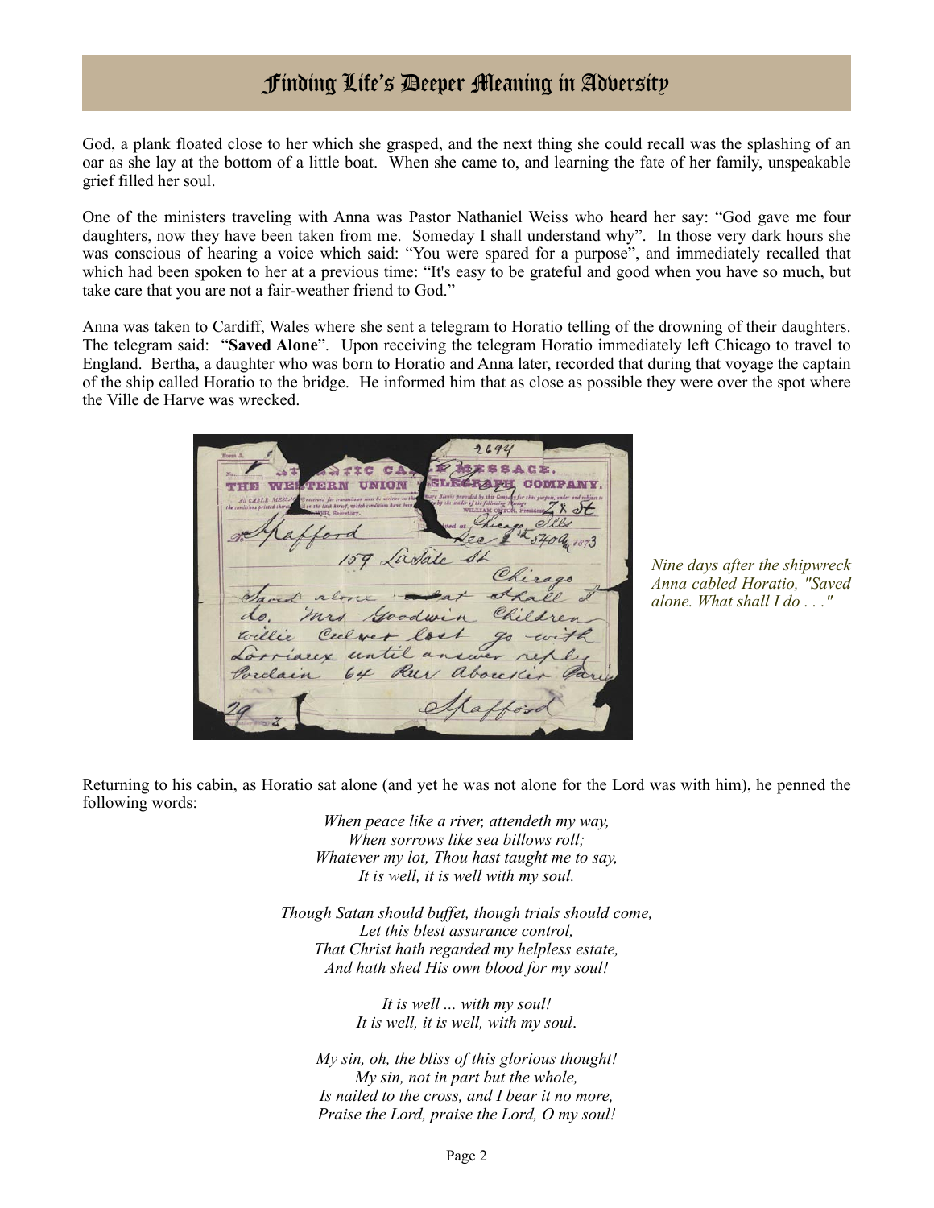God, a plank floated close to her which she grasped, and the next thing she could recall was the splashing of an oar as she lay at the bottom of a little boat. When she came to, and learning the fate of her family, unspeakable grief filled her soul.

One of the ministers traveling with Anna was Pastor Nathaniel Weiss who heard her say: “God gave me four daughters, now they have been taken from me. Someday I shall understand why”. In those very dark hours she was conscious of hearing a voice which said: “You were spared for a purpose”, and immediately recalled that which had been spoken to her at a previous time: “It's easy to be grateful and good when you have so much, but take care that you are not a fair-weather friend to God.”

Anna was taken to Cardiff, Wales where she sent a telegram to Horatio telling of the drowning of their daughters. The telegram said: “**Saved Alone**”. Upon receiving the telegram Horatio immediately left Chicago to travel to England. Bertha, a daughter who was born to Horatio and Anna later, recorded that during that voyage the captain of the ship called Horatio to the bridge. He informed him that as close as possible they were over the spot where the Ville de Harve was wrecked.

*Nine days after the shipwreck Anna cabled Horatio, "Saved alone. What shall I do . . ."*

Returning to his cabin, as Horatio sat alone (and yet he was not alone for the Lord was with him), he penned the following words:

*When peace like a river, attendeth my way,*
*When sorrows like sea billows roll;*
*Whatever my lot, Thou hast taught me to say,*
*It is well, it is well with my soul.*

*Though Satan should buffet, though trials should come,*
*Let this blest assurance control,*
*That Christ hath regarded my helpless estate,*
*And hath shed His own blood for my soul!*

*It is well ... with my soul!*
*It is well, it is well, with my soul.*

*My sin, oh, the bliss of this glorious thought!*
*My sin, not in part but the whole,*
*Is nailed to the cross, and I bear it no more,*
*Praise the Lord, praise the Lord, O my soul!*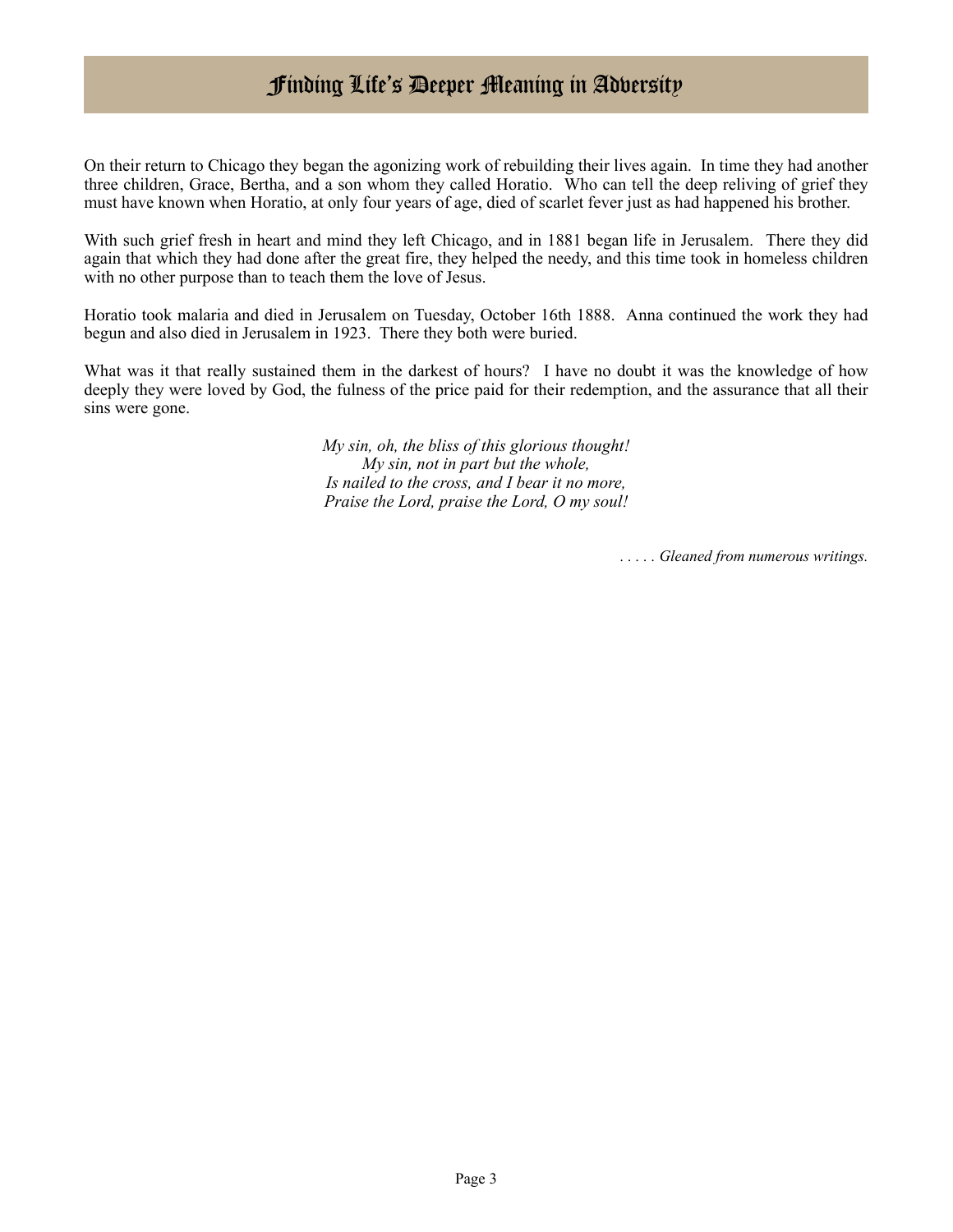# Finding Life's Deeper Meaning in Adversity

On their return to Chicago they began the agonizing work of rebuilding their lives again. In time they had another three children, Grace, Bertha, and a son whom they called Horatio. Who can tell the deep reliving of grief they must have known when Horatio, at only four years of age, died of scarlet fever just as had happened his brother.

With such grief fresh in heart and mind they left Chicago, and in 1881 began life in Jerusalem. There they did again that which they had done after the great fire, they helped the needy, and this time took in homeless children with no other purpose than to teach them the love of Jesus.

Horatio took malaria and died in Jerusalem on Tuesday, October 16th 1888. Anna continued the work they had begun and also died in Jerusalem in 1923. There they both were buried.

What was it that really sustained them in the darkest of hours? I have no doubt it was the knowledge of how deeply they were loved by God, the fulness of the price paid for their redemption, and the assurance that all their sins were gone.

*My sin, oh, the bliss of this glorious thought!*
*My sin, not in part but the whole,*
*Is nailed to the cross, and I bear it no more,*
*Praise the Lord, praise the Lord, O my soul!*

. . . . . *Gleaned from numerous writings.*